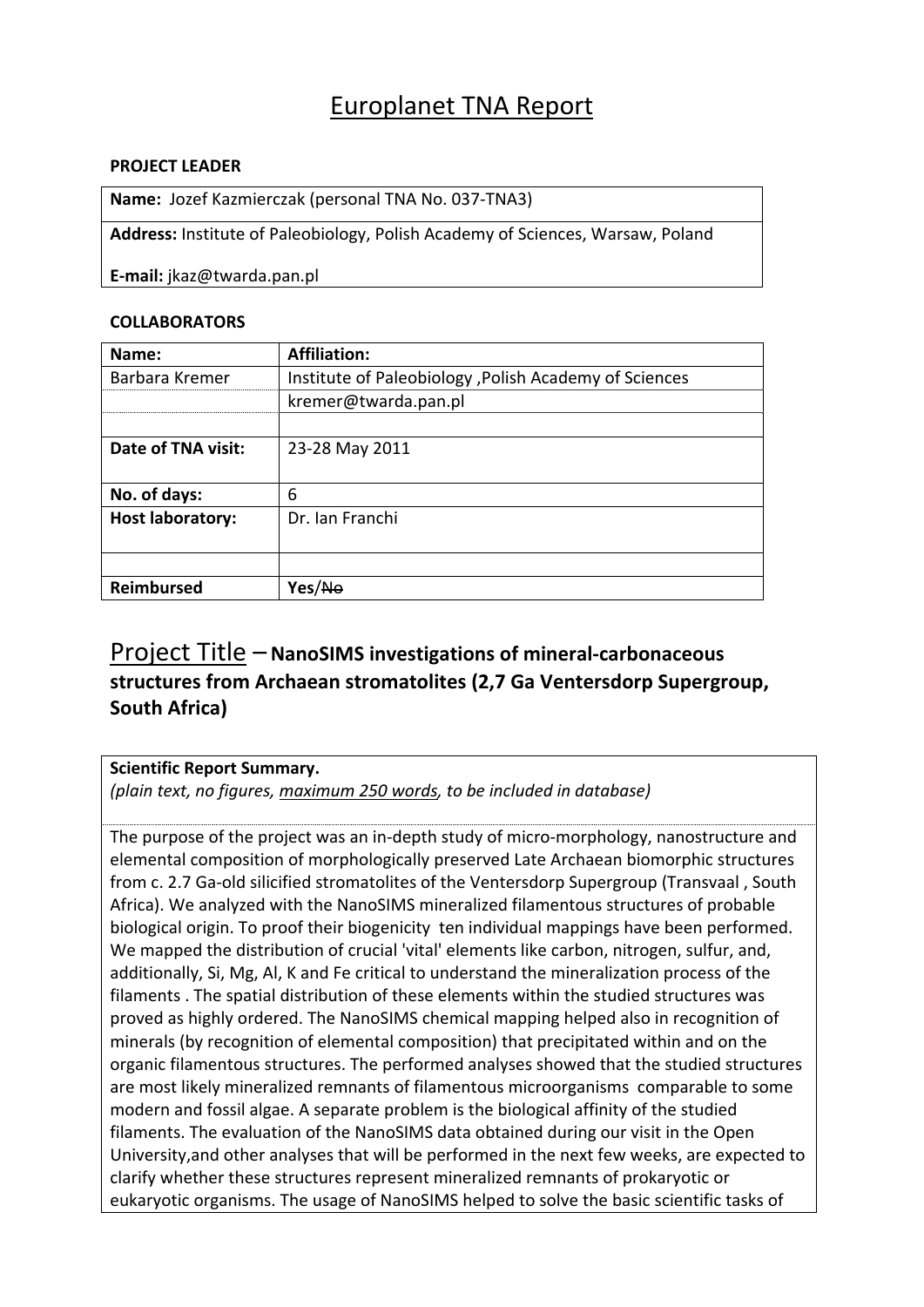# Europlanet TNA Report

**PROJECT LEADER**

| **Name:** Jozef Kazmierczak (personal TNA No. 037-TNA3) |
|---|
| **Address:** Institute of Paleobiology, Polish Academy of Sciences, Warsaw, Poland<br><br>**E-mail:** jkaz@twarda.pan.pl |

**COLLABORATORS**

| **Name:** | **Affiliation:** |
|---|---|
| Barbara Kremer | Institute of Paleobiology ,Polish Academy of Sciences |
| | kremer@twarda.pan.pl |
| | |
| **Date of TNA visit:** | 23-28 May 2011 |
| **No. of days:** | 6 |
| **Host laboratory:** | Dr. Ian Franchi |
| | |
| **Reimbursed** | **Yes**/~~No~~ |

## Project Title – **NanoSIMS investigations of mineral-carbonaceous structures from Archaean stromatolites (2,7 Ga Ventersdorp Supergroup, South Africa)**

**Scientific Report Summary.**
*(plain text, no figures, maximum 250 words, to be included in database)*

The purpose of the project was an in-depth study of micro-morphology, nanostructure and elemental composition of morphologically preserved Late Archaean biomorphic structures from c. 2.7 Ga-old silicified stromatolites of the Ventersdorp Supergroup (Transvaal , South Africa). We analyzed with the NanoSIMS mineralized filamentous structures of probable biological origin. To proof their biogenicity ten individual mappings have been performed. We mapped the distribution of crucial 'vital' elements like carbon, nitrogen, sulfur, and, additionally, Si, Mg, Al, K and Fe critical to understand the mineralization process of the filaments . The spatial distribution of these elements within the studied structures was proved as highly ordered. The NanoSIMS chemical mapping helped also in recognition of minerals (by recognition of elemental composition) that precipitated within and on the organic filamentous structures. The performed analyses showed that the studied structures are most likely mineralized remnants of filamentous microorganisms comparable to some modern and fossil algae. A separate problem is the biological affinity of the studied filaments. The evaluation of the NanoSIMS data obtained during our visit in the Open University,and other analyses that will be performed in the next few weeks, are expected to clarify whether these structures represent mineralized remnants of prokaryotic or eukaryotic organisms. The usage of NanoSIMS helped to solve the basic scientific tasks of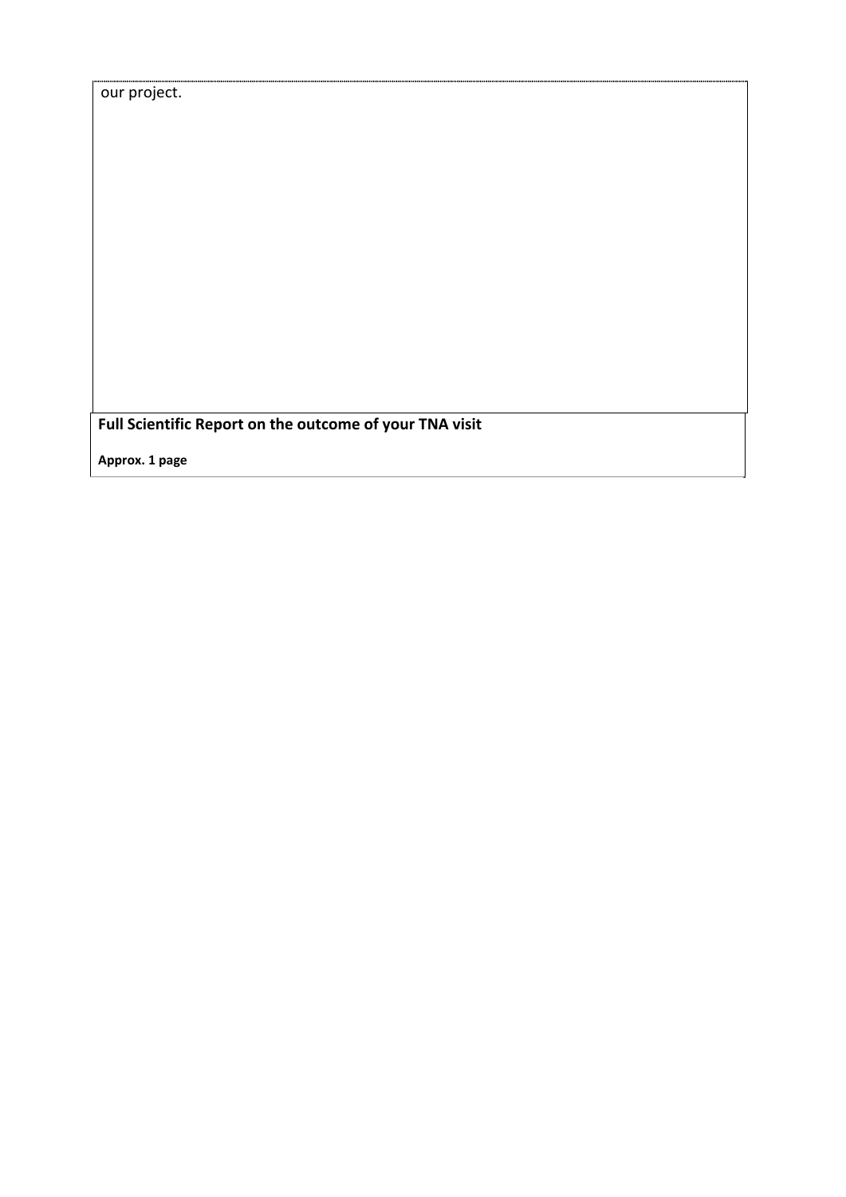our project.

**Full Scientific Report on the outcome of your TNA visit**

**Approx. 1 page**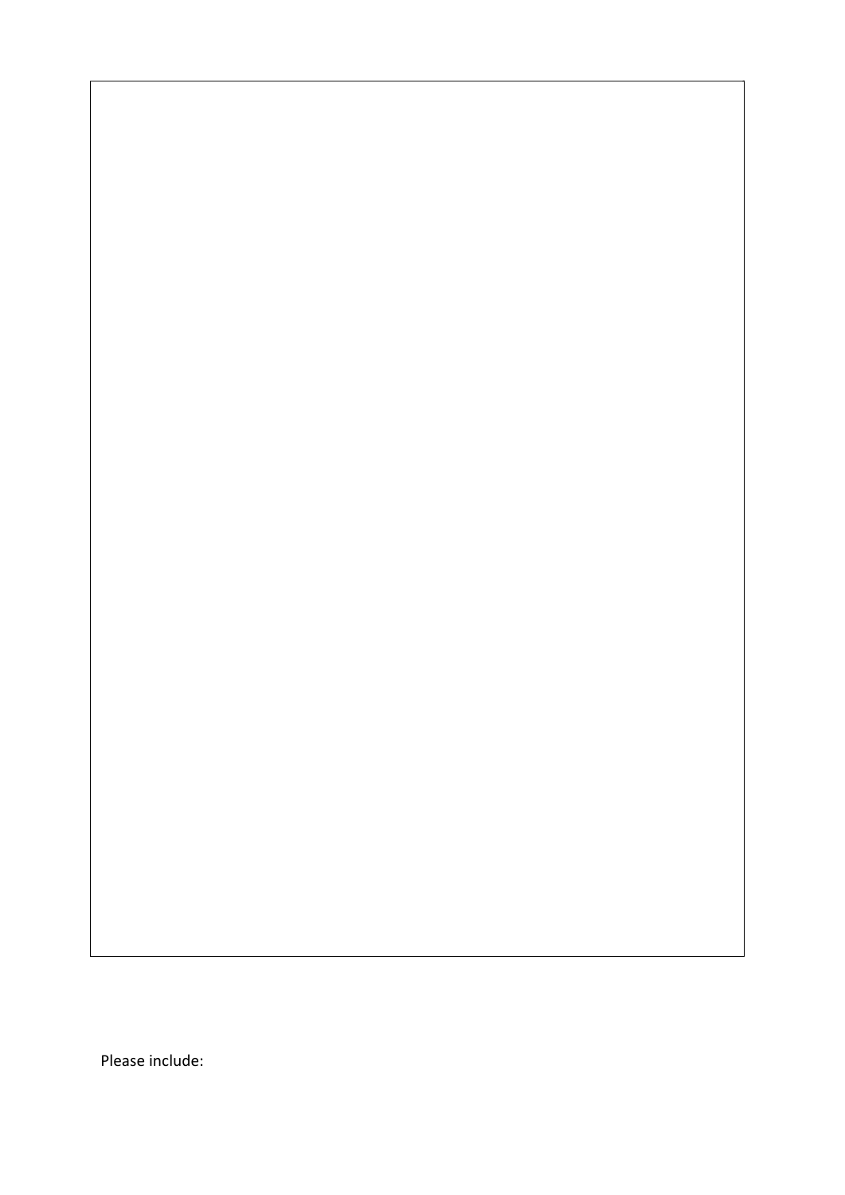Please include: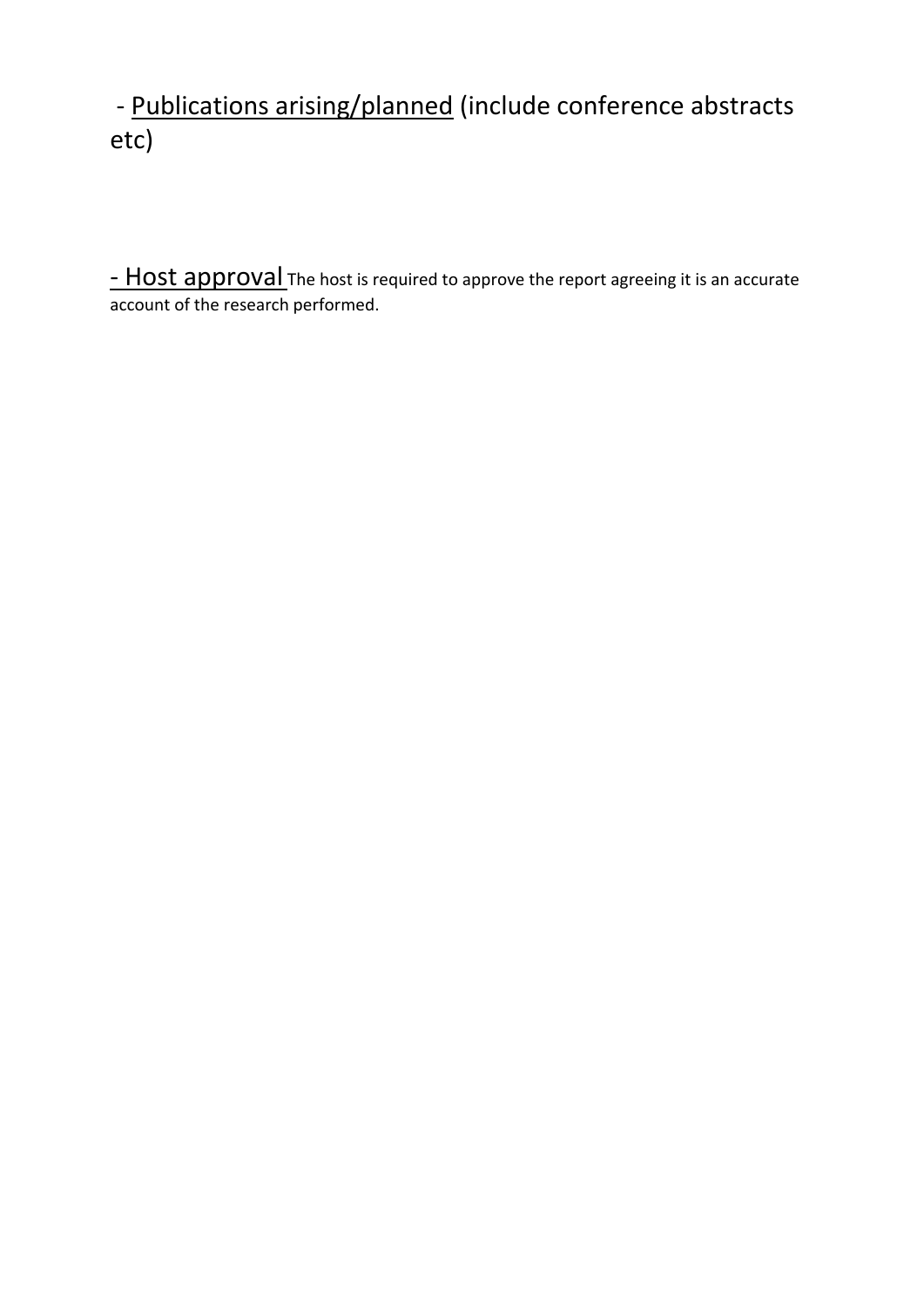- <u>Publications arising/planned</u> (include conference abstracts etc)

- <u>Host approval</u> The host is required to approve the report agreeing it is an accurate account of the research performed.